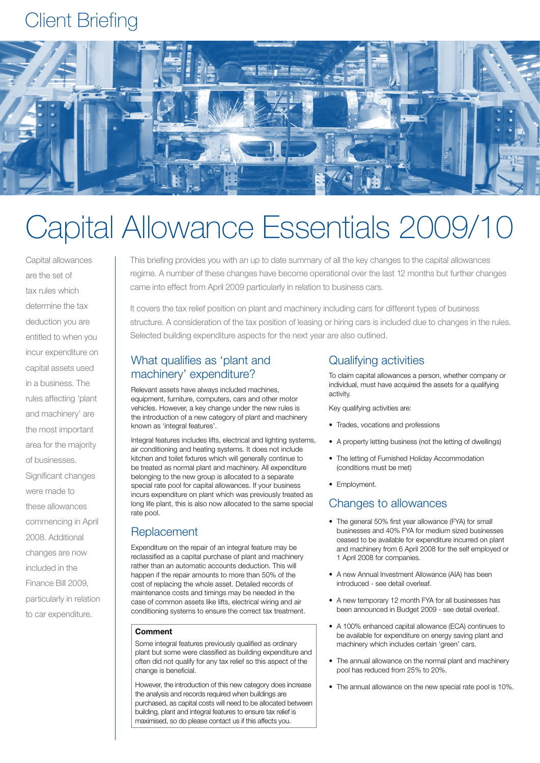Client Briefing

# Capital Allowance Essentials 2009/10

Capital allowances are the set of tax rules which determine the tax deduction you are entitled to when you incur expenditure on capital assets used in a business. The rules affecting 'plant and machinery' are the most important area for the majority of businesses. Significant changes were made to these allowances commencing in April 2008. Additional changes are now included in the Finance Bill 2009, particularly in relation to car expenditure.

This briefing provides you with an up to date summary of all the key changes to the capital allowances regime. A number of these changes have become operational over the last 12 months but further changes came into effect from April 2009 particularly in relation to business cars.

It covers the tax relief position on plant and machinery including cars for different types of business structure. A consideration of the tax position of leasing or hiring cars is included due to changes in the rules. Selected building expenditure aspects for the next year are also outlined.

## What qualifies as 'plant and machinery' expenditure?

Relevant assets have always included machines, equipment, furniture, computers, cars and other motor vehicles. However, a key change under the new rules is the introduction of a new category of plant and machinery known as 'integral features'.

Integral features includes lifts, electrical and lighting systems, air conditioning and heating systems. It does not include kitchen and toilet fixtures which will generally continue to be treated as normal plant and machinery. All expenditure belonging to the new group is allocated to a separate special rate pool for capital allowances. If your business incurs expenditure on plant which was previously treated as long life plant, this is also now allocated to the same special rate pool.

## Replacement

Expenditure on the repair of an integral feature may be reclassified as a capital purchase of plant and machinery rather than an automatic accounts deduction. This will happen if the repair amounts to more than 50% of the cost of replacing the whole asset. Detailed records of maintenance costs and timings may be needed in the case of common assets like lifts, electrical wiring and air conditioning systems to ensure the correct tax treatment.

**Comment**

Some integral features previously qualified as ordinary plant but some were classified as building expenditure and often did not qualify for any tax relief so this aspect of the change is beneficial.

However, the introduction of this new category does increase the analysis and records required when buildings are purchased, as capital costs will need to be allocated between building, plant and integral features to ensure tax relief is maximised, so do please contact us if this affects you.

## Qualifying activities

To claim capital allowances a person, whether company or individual, must have acquired the assets for a qualifying activity.

Key qualifying activities are:

- Trades, vocations and professions
- A property letting business (not the letting of dwellings)
- The letting of Furnished Holiday Accommodation (conditions must be met)
- Employment.

## Changes to allowances

- The general 50% first year allowance (FYA) for small businesses and 40% FYA for medium sized businesses ceased to be available for expenditure incurred on plant and machinery from 6 April 2008 for the self employed or 1 April 2008 for companies.
- A new Annual Investment Allowance (AIA) has been introduced - see detail overleaf.
- A new temporary 12 month FYA for all businesses has been announced in Budget 2009 - see detail overleaf.
- A 100% enhanced capital allowance (ECA) continues to be available for expenditure on energy saving plant and machinery which includes certain 'green' cars.
- The annual allowance on the normal plant and machinery pool has reduced from 25% to 20%.
- The annual allowance on the new special rate pool is 10%.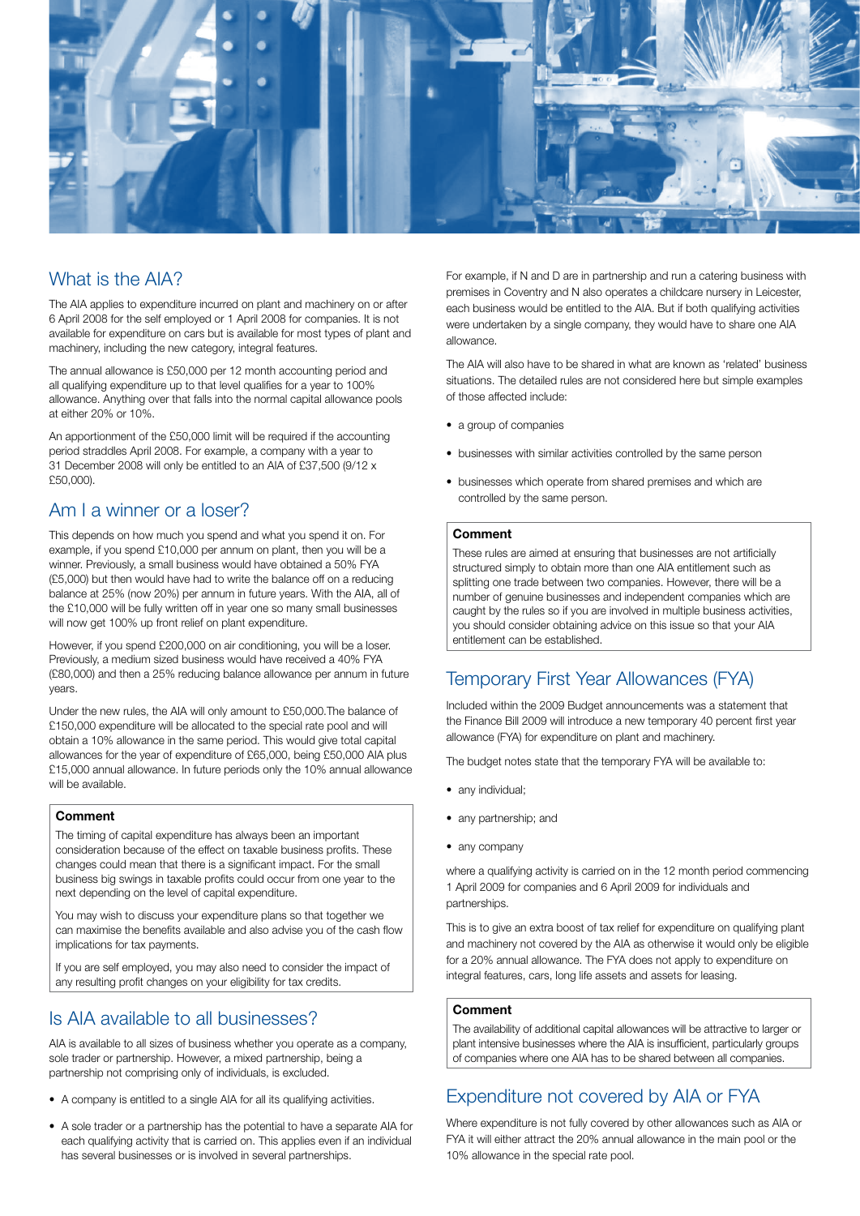## What is the AIA?

The AIA applies to expenditure incurred on plant and machinery on or after 6 April 2008 for the self employed or 1 April 2008 for companies. It is not available for expenditure on cars but is available for most types of plant and machinery, including the new category, integral features.

The annual allowance is £50,000 per 12 month accounting period and all qualifying expenditure up to that level qualifies for a year to 100% allowance. Anything over that falls into the normal capital allowance pools at either 20% or 10%.

An apportionment of the £50,000 limit will be required if the accounting period straddles April 2008. For example, a company with a year to 31 December 2008 will only be entitled to an AIA of £37,500 (9/12 x £50,000).

## Am I a winner or a loser?

This depends on how much you spend and what you spend it on. For example, if you spend £10,000 per annum on plant, then you will be a winner. Previously, a small business would have obtained a 50% FYA (£5,000) but then would have had to write the balance off on a reducing balance at 25% (now 20%) per annum in future years. With the AIA, all of the £10,000 will be fully written off in year one so many small businesses will now get 100% up front relief on plant expenditure.

However, if you spend £200,000 on air conditioning, you will be a loser. Previously, a medium sized business would have received a 40% FYA (£80,000) and then a 25% reducing balance allowance per annum in future years.

Under the new rules, the AIA will only amount to £50,000.The balance of £150,000 expenditure will be allocated to the special rate pool and will obtain a 10% allowance in the same period. This would give total capital allowances for the year of expenditure of £65,000, being £50,000 AIA plus £15,000 annual allowance. In future periods only the 10% annual allowance will be available.

**Comment**

The timing of capital expenditure has always been an important consideration because of the effect on taxable business profits. These changes could mean that there is a significant impact. For the small business big swings in taxable profits could occur from one year to the next depending on the level of capital expenditure.

You may wish to discuss your expenditure plans so that together we can maximise the benefits available and also advise you of the cash flow implications for tax payments.

If you are self employed, you may also need to consider the impact of any resulting profit changes on your eligibility for tax credits.

## Is AIA available to all businesses?

AIA is available to all sizes of business whether you operate as a company, sole trader or partnership. However, a mixed partnership, being a partnership not comprising only of individuals, is excluded.

- A company is entitled to a single AIA for all its qualifying activities.
- A sole trader or a partnership has the potential to have a separate AIA for each qualifying activity that is carried on. This applies even if an individual has several businesses or is involved in several partnerships.

For example, if N and D are in partnership and run a catering business with premises in Coventry and N also operates a childcare nursery in Leicester, each business would be entitled to the AIA. But if both qualifying activities were undertaken by a single company, they would have to share one AIA allowance.

The AIA will also have to be shared in what are known as 'related' business situations. The detailed rules are not considered here but simple examples of those affected include:

- a group of companies
- businesses with similar activities controlled by the same person
- businesses which operate from shared premises and which are controlled by the same person.

**Comment**

These rules are aimed at ensuring that businesses are not artificially structured simply to obtain more than one AIA entitlement such as splitting one trade between two companies. However, there will be a number of genuine businesses and independent companies which are caught by the rules so if you are involved in multiple business activities, you should consider obtaining advice on this issue so that your AIA entitlement can be established.

## Temporary First Year Allowances (FYA)

Included within the 2009 Budget announcements was a statement that the Finance Bill 2009 will introduce a new temporary 40 percent first year allowance (FYA) for expenditure on plant and machinery.

The budget notes state that the temporary FYA will be available to:

- any individual;
- any partnership; and
- any company

where a qualifying activity is carried on in the 12 month period commencing 1 April 2009 for companies and 6 April 2009 for individuals and partnerships.

This is to give an extra boost of tax relief for expenditure on qualifying plant and machinery not covered by the AIA as otherwise it would only be eligible for a 20% annual allowance. The FYA does not apply to expenditure on integral features, cars, long life assets and assets for leasing.

**Comment**

The availability of additional capital allowances will be attractive to larger or plant intensive businesses where the AIA is insufficient, particularly groups of companies where one AIA has to be shared between all companies.

## Expenditure not covered by AIA or FYA

Where expenditure is not fully covered by other allowances such as AIA or FYA it will either attract the 20% annual allowance in the main pool or the 10% allowance in the special rate pool.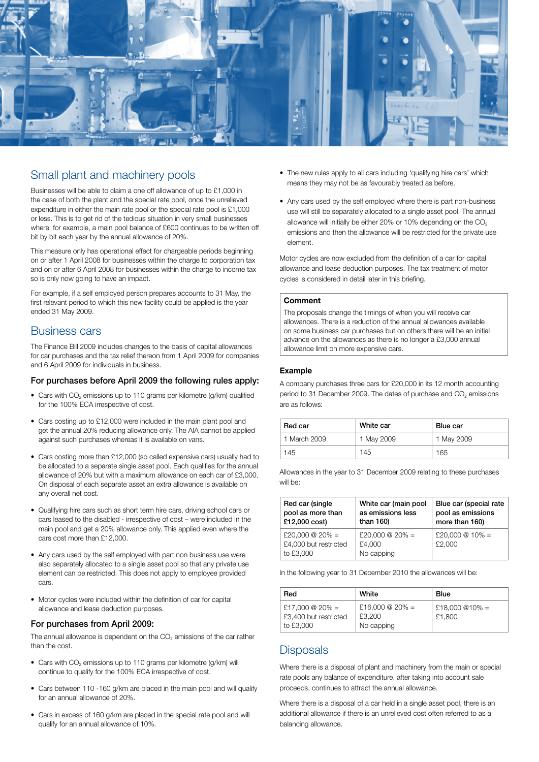## Small plant and machinery pools

Businesses will be able to claim a one off allowance of up to £1,000 in the case of both the plant and the special rate pool, once the unrelieved expenditure in either the main rate pool or the special rate pool is £1,000 or less. This is to get rid of the tedious situation in very small businesses where, for example, a main pool balance of £600 continues to be written off bit by bit each year by the annual allowance of 20%.

This measure only has operational effect for chargeable periods beginning on or after 1 April 2008 for businesses within the charge to corporation tax and on or after 6 April 2008 for businesses within the charge to income tax so is only now going to have an impact.

For example, if a self employed person prepares accounts to 31 May, the first relevant period to which this new facility could be applied is the year ended 31 May 2009.

## Business cars

The Finance Bill 2009 includes changes to the basis of capital allowances for car purchases and the tax relief thereon from 1 April 2009 for companies and 6 April 2009 for individuals in business.

### For purchases before April 2009 the following rules apply:

- Cars with $CO_2$ emissions up to 110 grams per kilometre (g/km) qualified for the 100% ECA irrespective of cost.
- Cars costing up to £12,000 were included in the main plant pool and get the annual 20% reducing allowance only. The AIA cannot be applied against such purchases whereas it is available on vans.
- Cars costing more than £12,000 (so called expensive cars) usually had to be allocated to a separate single asset pool. Each qualifies for the annual allowance of 20% but with a maximum allowance on each car of £3,000. On disposal of each separate asset an extra allowance is available on any overall net cost.
- Qualifying hire cars such as short term hire cars, driving school cars or cars leased to the disabled - irrespective of cost – were included in the main pool and get a 20% allowance only. This applied even where the cars cost more than £12,000.
- Any cars used by the self employed with part non business use were also separately allocated to a single asset pool so that any private use element can be restricted. This does not apply to employee provided cars.
- Motor cycles were included within the definition of car for capital allowance and lease deduction purposes.

### For purchases from April 2009:

The annual allowance is dependent on the $CO_2$ emissions of the car rather than the cost.

- Cars with $CO_2$ emissions up to 110 grams per kilometre (g/km) will continue to qualify for the 100% ECA irrespective of cost.
- Cars between 110 -160 g/km are placed in the main pool and will qualify for an annual allowance of 20%.
- Cars in excess of 160 g/km are placed in the special rate pool and will qualify for an annual allowance of 10%.
- The new rules apply to all cars including 'qualifying hire cars' which means they may not be as favourably treated as before.
- Any cars used by the self employed where there is part non-business use will still be separately allocated to a single asset pool. The annual allowance will initially be either 20% or 10% depending on the $CO_2$ emissions and then the allowance will be restricted for the private use element.

Motor cycles are now excluded from the definition of a car for capital allowance and lease deduction purposes. The tax treatment of motor cycles is considered in detail later in this briefing.

**Comment**

The proposals change the timings of when you will receive car allowances. There is a reduction of the annual allowances available on some business car purchases but on others there will be an initial advance on the allowances as there is no longer a £3,000 annual allowance limit on more expensive cars.

### Example

A company purchases three cars for £20,000 in its 12 month accounting period to 31 December 2009. The dates of purchase and $CO_2$ emissions are as follows:

| Red car | White car | Blue car |
|---|---|---|
| 1 March 2009 | 1 May 2009 | 1 May 2009 |
| 145 | 145 | 165 |

Allowances in the year to 31 December 2009 relating to these purchases will be:

| Red car (single pool as more than £12,000 cost) | White car (main pool as emissions less than 160) | Blue car (special rate pool as emissions more than 160) |
|---|---|---|
| £20,000 @ 20% = £4,000 but restricted to £3,000 | £20,000 @ 20% = £4,000 No capping | £20,000 @ 10% = £2,000 |

In the following year to 31 December 2010 the allowances will be:

| Red | White | Blue |
|---|---|---|
| £17,000 @ 20% = £3,400 but restricted to £3,000 | £16,000 @ 20% = £3,200 No capping | £18,000 @10% = £1,800 |

## Disposals

Where there is a disposal of plant and machinery from the main or special rate pools any balance of expenditure, after taking into account sale proceeds, continues to attract the annual allowance.

Where there is a disposal of a car held in a single asset pool, there is an additional allowance if there is an unrelieved cost often referred to as a balancing allowance.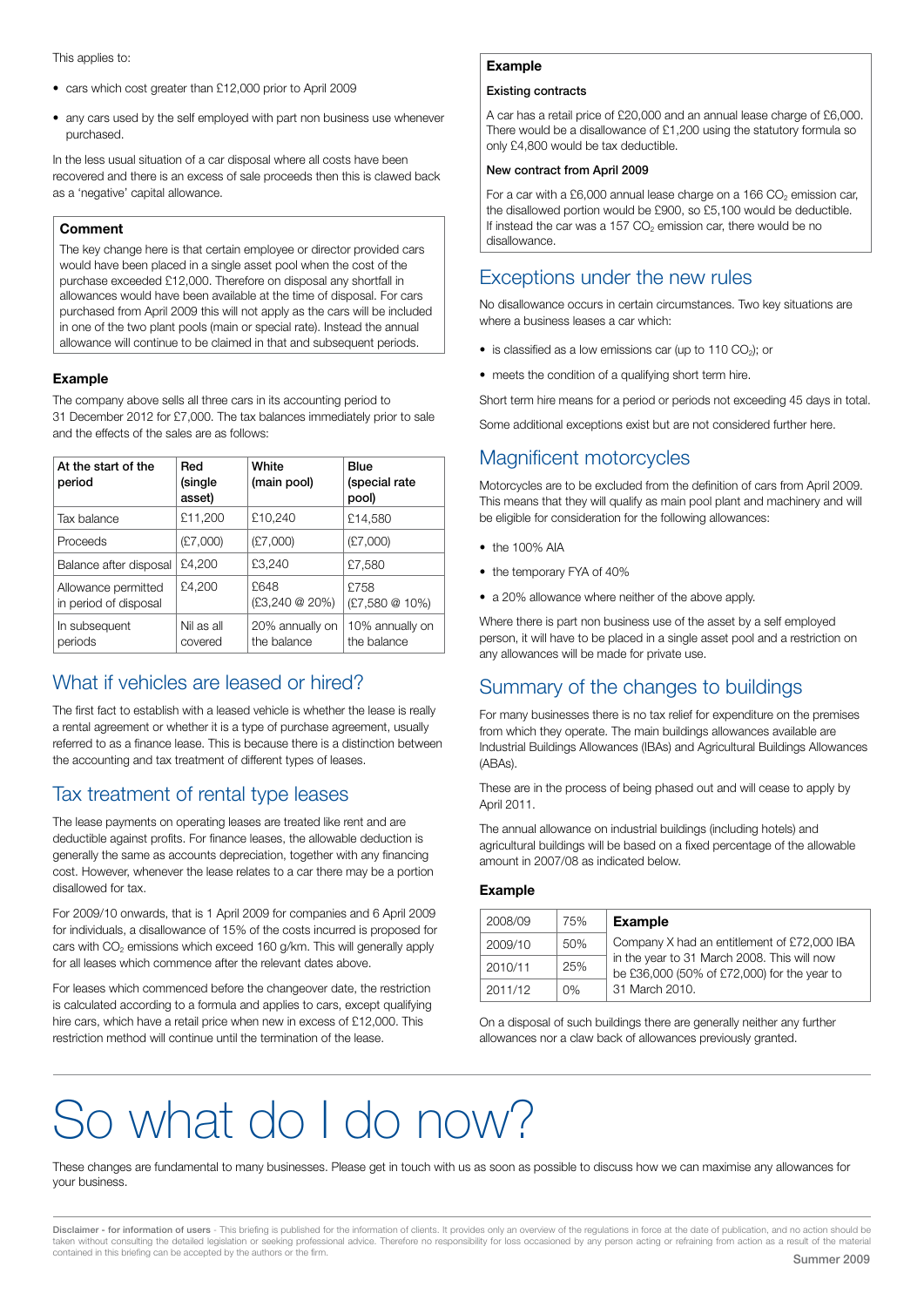This applies to:

- cars which cost greater than £12,000 prior to April 2009
- any cars used by the self employed with part non business use whenever purchased.

In the less usual situation of a car disposal where all costs have been recovered and there is an excess of sale proceeds then this is clawed back as a 'negative' capital allowance.

**Comment**

The key change here is that certain employee or director provided cars would have been placed in a single asset pool when the cost of the purchase exceeded £12,000. Therefore on disposal any shortfall in allowances would have been available at the time of disposal. For cars purchased from April 2009 this will not apply as the cars will be included in one of the two plant pools (main or special rate). Instead the annual allowance will continue to be claimed in that and subsequent periods.

**Example**

The company above sells all three cars in its accounting period to 31 December 2012 for £7,000. The tax balances immediately prior to sale and the effects of the sales are as follows:

| At the start of the period | Red (single asset) | White (main pool) | Blue (special rate pool) |
|---|---|---|---|
| Tax balance | £11,200 | £10,240 | £14,580 |
| Proceeds | (£7,000) | (£7,000) | (£7,000) |
| Balance after disposal | £4,200 | £3,240 | £7,580 |
| Allowance permitted in period of disposal | £4,200 | £648 (£3,240 @ 20%) | £758 (£7,580 @ 10%) |
| In subsequent periods | Nil as all covered | 20% annually on the balance | 10% annually on the balance |

## What if vehicles are leased or hired?

The first fact to establish with a leased vehicle is whether the lease is really a rental agreement or whether it is a type of purchase agreement, usually referred to as a finance lease. This is because there is a distinction between the accounting and tax treatment of different types of leases.

## Tax treatment of rental type leases

The lease payments on operating leases are treated like rent and are deductible against profits. For finance leases, the allowable deduction is generally the same as accounts depreciation, together with any financing cost. However, whenever the lease relates to a car there may be a portion disallowed for tax.

For 2009/10 onwards, that is 1 April 2009 for companies and 6 April 2009 for individuals, a disallowance of 15% of the costs incurred is proposed for cars with $CO_2$ emissions which exceed 160 g/km. This will generally apply for all leases which commence after the relevant dates above.

For leases which commenced before the changeover date, the restriction is calculated according to a formula and applies to cars, except qualifying hire cars, which have a retail price when new in excess of £12,000. This restriction method will continue until the termination of the lease.

**Example**

**Existing contracts**

A car has a retail price of £20,000 and an annual lease charge of £6,000. There would be a disallowance of £1,200 using the statutory formula so only £4,800 would be tax deductible.

**New contract from April 2009**

For a car with a £6,000 annual lease charge on a 166 $CO_2$ emission car, the disallowed portion would be £900, so £5,100 would be deductible. If instead the car was a 157 $CO_2$ emission car, there would be no disallowance.

## Exceptions under the new rules

No disallowance occurs in certain circumstances. Two key situations are where a business leases a car which:

- is classified as a low emissions car (up to 110 $CO_2$); or
- meets the condition of a qualifying short term hire.

Short term hire means for a period or periods not exceeding 45 days in total.

Some additional exceptions exist but are not considered further here.

## Magnificent motorcycles

Motorcycles are to be excluded from the definition of cars from April 2009. This means that they will qualify as main pool plant and machinery and will be eligible for consideration for the following allowances:

- the 100% AIA
- the temporary FYA of 40%
- a 20% allowance where neither of the above apply.

Where there is part non business use of the asset by a self employed person, it will have to be placed in a single asset pool and a restriction on any allowances will be made for private use.

## Summary of the changes to buildings

For many businesses there is no tax relief for expenditure on the premises from which they operate. The main buildings allowances available are Industrial Buildings Allowances (IBAs) and Agricultural Buildings Allowances (ABAs).

These are in the process of being phased out and will cease to apply by April 2011.

The annual allowance on industrial buildings (including hotels) and agricultural buildings will be based on a fixed percentage of the allowable amount in 2007/08 as indicated below.

**Example**

| | |
|---|---|
| 2008/09 | 75% |
| 2009/10 | 50% |
| 2010/11 | 25% |
| 2011/12 | 0% |

**Example**

Company X had an entitlement of £72,000 IBA in the year to 31 March 2008. This will now be £36,000 (50% of £72,000) for the year to 31 March 2010.

On a disposal of such buildings there are generally neither any further allowances nor a claw back of allowances previously granted.

# So what do I do now?

These changes are fundamental to many businesses. Please get in touch with us as soon as possible to discuss how we can maximise any allowances for your business.

**Disclaimer - for information of users** - This briefing is published for the information of clients. It provides only an overview of the regulations in force at the date of publication, and no action should be taken without consulting the detailed legislation or seeking professional advice. Therefore no responsibility for loss occasioned by any person acting or refraining from action as a result of the material contained in this briefing can be accepted by the authors or the firm.

Summer 2009